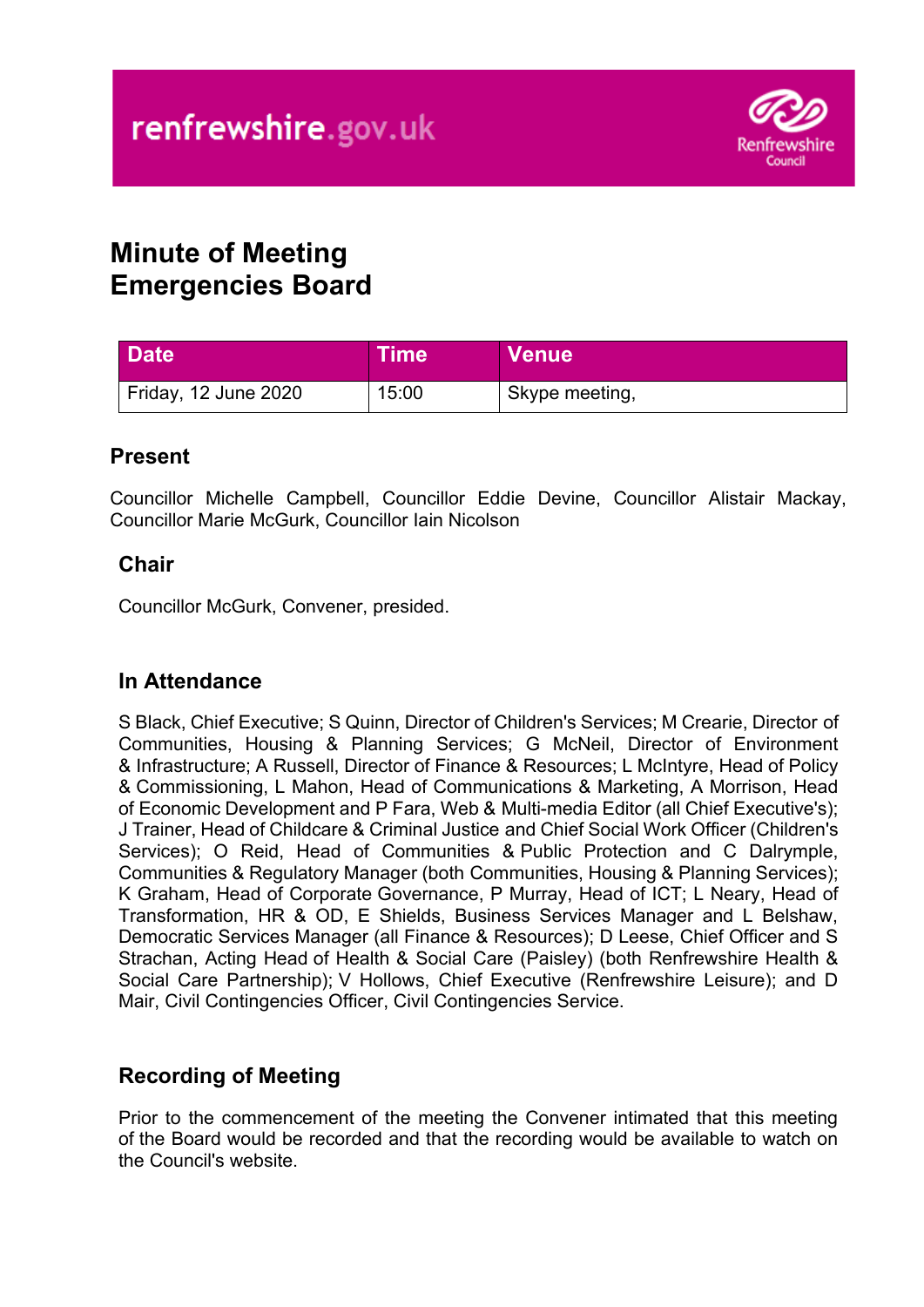# Minute of Meeting
# Emergencies Board

| Date | Time | Venue |
| --- | --- | --- |
| Friday, 12 June 2020 | 15:00 | Skype meeting, |

## Present

Councillor Michelle Campbell, Councillor Eddie Devine, Councillor Alistair Mackay, Councillor Marie McGurk, Councillor Iain Nicolson

## Chair

Councillor McGurk, Convener, presided.

## In Attendance

S Black, Chief Executive; S Quinn, Director of Children's Services; M Crearie, Director of Communities, Housing & Planning Services; G McNeil, Director of Environment & Infrastructure; A Russell, Director of Finance & Resources; L McIntyre, Head of Policy & Commissioning, L Mahon, Head of Communications & Marketing, A Morrison, Head of Economic Development and P Fara, Web & Multi-media Editor (all Chief Executive's); J Trainer, Head of Childcare & Criminal Justice and Chief Social Work Officer (Children's Services); O Reid, Head of Communities & Public Protection and C Dalrymple, Communities & Regulatory Manager (both Communities, Housing & Planning Services); K Graham, Head of Corporate Governance, P Murray, Head of ICT; L Neary, Head of Transformation, HR & OD, E Shields, Business Services Manager and L Belshaw, Democratic Services Manager (all Finance & Resources); D Leese, Chief Officer and S Strachan, Acting Head of Health & Social Care (Paisley) (both Renfrewshire Health & Social Care Partnership); V Hollows, Chief Executive (Renfrewshire Leisure); and D Mair, Civil Contingencies Officer, Civil Contingencies Service.

## Recording of Meeting

Prior to the commencement of the meeting the Convener intimated that this meeting of the Board would be recorded and that the recording would be available to watch on the Council's website.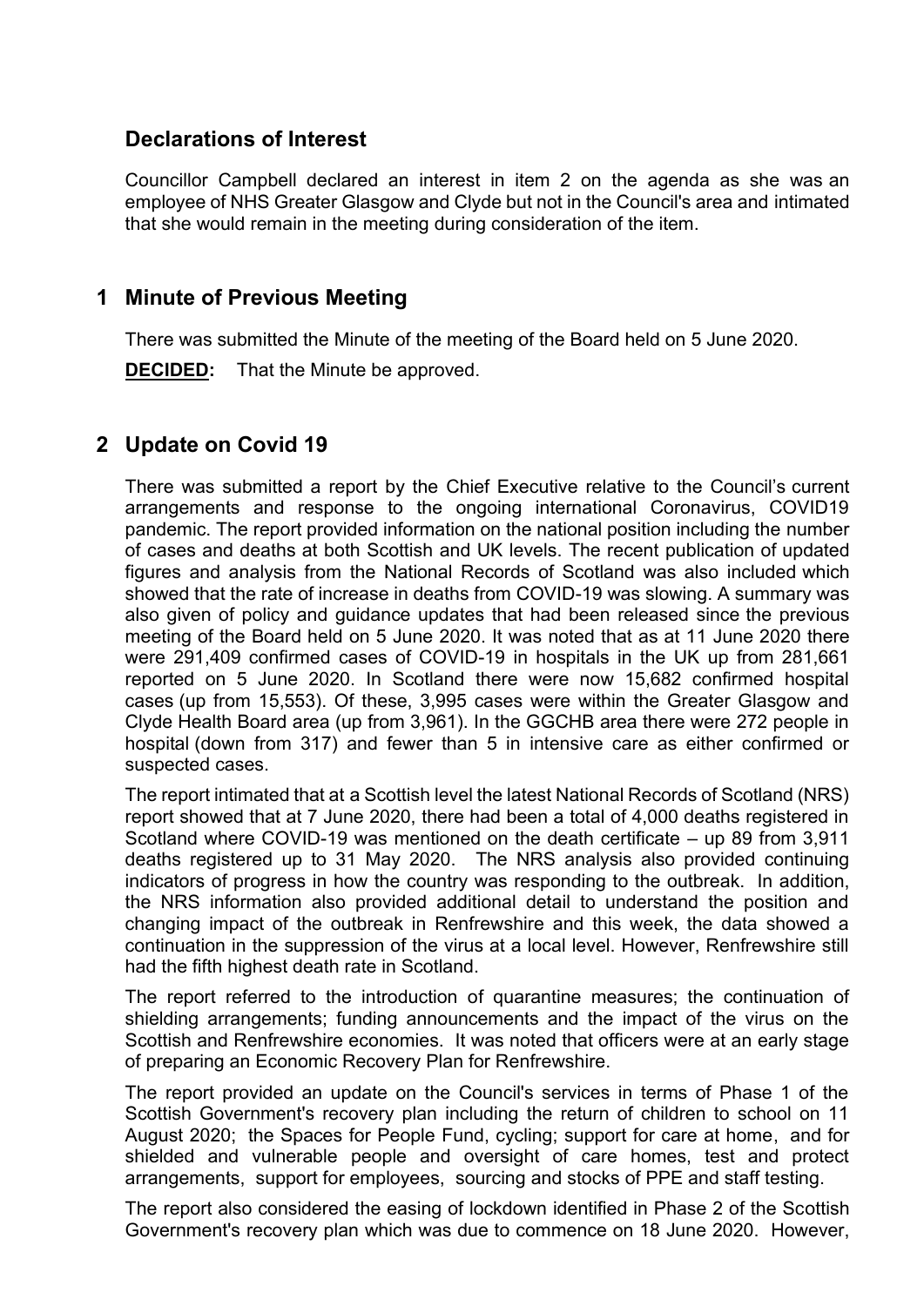## Declarations of Interest

Councillor Campbell declared an interest in item 2 on the agenda as she was an employee of NHS Greater Glasgow and Clyde but not in the Council's area and intimated that she would remain in the meeting during consideration of the item.

## 1 Minute of Previous Meeting

There was submitted the Minute of the meeting of the Board held on 5 June 2020.

**DECIDED:** That the Minute be approved.

## 2 Update on Covid 19

There was submitted a report by the Chief Executive relative to the Council's current arrangements and response to the ongoing international Coronavirus, COVID19 pandemic. The report provided information on the national position including the number of cases and deaths at both Scottish and UK levels. The recent publication of updated figures and analysis from the National Records of Scotland was also included which showed that the rate of increase in deaths from COVID-19 was slowing. A summary was also given of policy and guidance updates that had been released since the previous meeting of the Board held on 5 June 2020. It was noted that as at 11 June 2020 there were 291,409 confirmed cases of COVID-19 in hospitals in the UK up from 281,661 reported on 5 June 2020. In Scotland there were now 15,682 confirmed hospital cases (up from 15,553). Of these, 3,995 cases were within the Greater Glasgow and Clyde Health Board area (up from 3,961). In the GGCHB area there were 272 people in hospital (down from 317) and fewer than 5 in intensive care as either confirmed or suspected cases.

The report intimated that at a Scottish level the latest National Records of Scotland (NRS) report showed that at 7 June 2020, there had been a total of 4,000 deaths registered in Scotland where COVID-19 was mentioned on the death certificate – up 89 from 3,911 deaths registered up to 31 May 2020. The NRS analysis also provided continuing indicators of progress in how the country was responding to the outbreak. In addition, the NRS information also provided additional detail to understand the position and changing impact of the outbreak in Renfrewshire and this week, the data showed a continuation in the suppression of the virus at a local level. However, Renfrewshire still had the fifth highest death rate in Scotland.

The report referred to the introduction of quarantine measures; the continuation of shielding arrangements; funding announcements and the impact of the virus on the Scottish and Renfrewshire economies. It was noted that officers were at an early stage of preparing an Economic Recovery Plan for Renfrewshire.

The report provided an update on the Council's services in terms of Phase 1 of the Scottish Government's recovery plan including the return of children to school on 11 August 2020; the Spaces for People Fund, cycling; support for care at home, and for shielded and vulnerable people and oversight of care homes, test and protect arrangements, support for employees, sourcing and stocks of PPE and staff testing.

The report also considered the easing of lockdown identified in Phase 2 of the Scottish Government's recovery plan which was due to commence on 18 June 2020. However,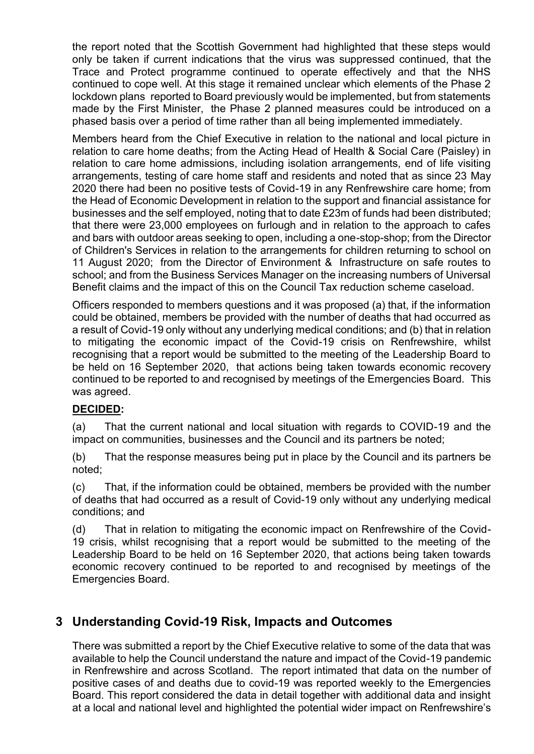the report noted that the Scottish Government had highlighted that these steps would only be taken if current indications that the virus was suppressed continued, that the Trace and Protect programme continued to operate effectively and that the NHS continued to cope well. At this stage it remained unclear which elements of the Phase 2 lockdown plans reported to Board previously would be implemented, but from statements made by the First Minister, the Phase 2 planned measures could be introduced on a phased basis over a period of time rather than all being implemented immediately.

Members heard from the Chief Executive in relation to the national and local picture in relation to care home deaths; from the Acting Head of Health & Social Care (Paisley) in relation to care home admissions, including isolation arrangements, end of life visiting arrangements, testing of care home staff and residents and noted that as since 23 May 2020 there had been no positive tests of Covid-19 in any Renfrewshire care home; from the Head of Economic Development in relation to the support and financial assistance for businesses and the self employed, noting that to date £23m of funds had been distributed; that there were 23,000 employees on furlough and in relation to the approach to cafes and bars with outdoor areas seeking to open, including a one-stop-shop; from the Director of Children's Services in relation to the arrangements for children returning to school on 11 August 2020; from the Director of Environment & Infrastructure on safe routes to school; and from the Business Services Manager on the increasing numbers of Universal Benefit claims and the impact of this on the Council Tax reduction scheme caseload.

Officers responded to members questions and it was proposed (a) that, if the information could be obtained, members be provided with the number of deaths that had occurred as a result of Covid-19 only without any underlying medical conditions; and (b) that in relation to mitigating the economic impact of the Covid-19 crisis on Renfrewshire, whilst recognising that a report would be submitted to the meeting of the Leadership Board to be held on 16 September 2020, that actions being taken towards economic recovery continued to be reported to and recognised by meetings of the Emergencies Board. This was agreed.

**DECIDED:**

(a) That the current national and local situation with regards to COVID-19 and the impact on communities, businesses and the Council and its partners be noted;

(b) That the response measures being put in place by the Council and its partners be noted;

(c) That, if the information could be obtained, members be provided with the number of deaths that had occurred as a result of Covid-19 only without any underlying medical conditions; and

(d) That in relation to mitigating the economic impact on Renfrewshire of the Covid-19 crisis, whilst recognising that a report would be submitted to the meeting of the Leadership Board to be held on 16 September 2020, that actions being taken towards economic recovery continued to be reported to and recognised by meetings of the Emergencies Board.

## 3 Understanding Covid-19 Risk, Impacts and Outcomes

There was submitted a report by the Chief Executive relative to some of the data that was available to help the Council understand the nature and impact of the Covid-19 pandemic in Renfrewshire and across Scotland. The report intimated that data on the number of positive cases of and deaths due to covid-19 was reported weekly to the Emergencies Board. This report considered the data in detail together with additional data and insight at a local and national level and highlighted the potential wider impact on Renfrewshire's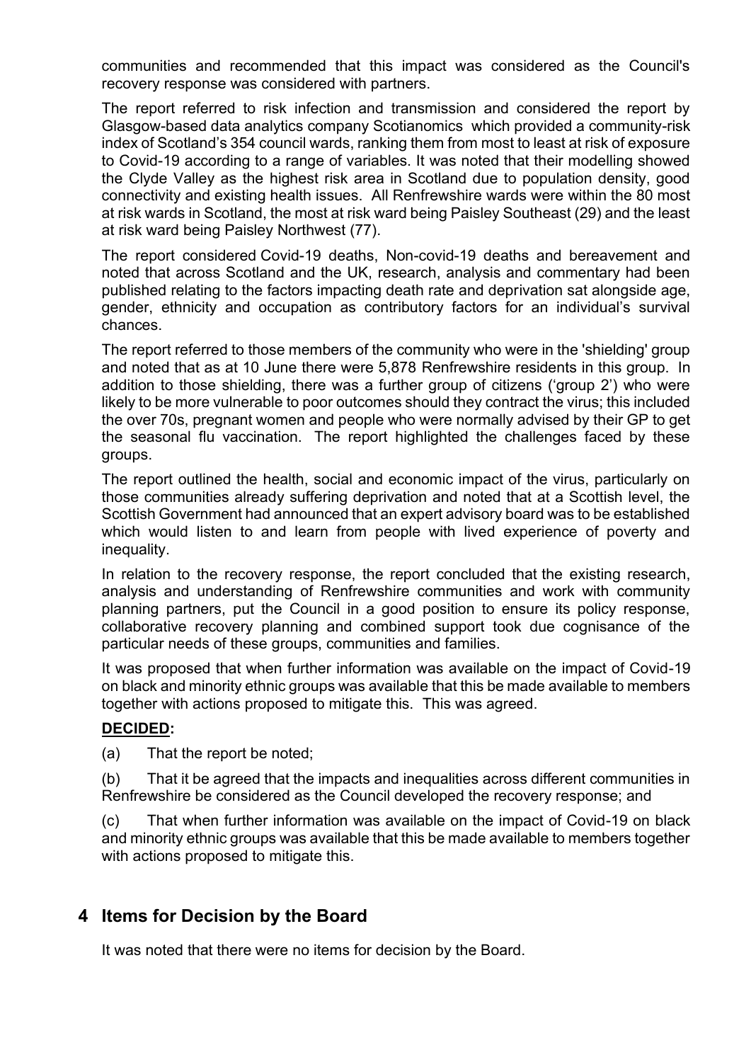communities and recommended that this impact was considered as the Council's recovery response was considered with partners.

The report referred to risk infection and transmission and considered the report by Glasgow-based data analytics company Scotianomics which provided a community-risk index of Scotland's 354 council wards, ranking them from most to least at risk of exposure to Covid-19 according to a range of variables. It was noted that their modelling showed the Clyde Valley as the highest risk area in Scotland due to population density, good connectivity and existing health issues. All Renfrewshire wards were within the 80 most at risk wards in Scotland, the most at risk ward being Paisley Southeast (29) and the least at risk ward being Paisley Northwest (77).

The report considered Covid-19 deaths, Non-covid-19 deaths and bereavement and noted that across Scotland and the UK, research, analysis and commentary had been published relating to the factors impacting death rate and deprivation sat alongside age, gender, ethnicity and occupation as contributory factors for an individual's survival chances.

The report referred to those members of the community who were in the 'shielding' group and noted that as at 10 June there were 5,878 Renfrewshire residents in this group. In addition to those shielding, there was a further group of citizens ('group 2') who were likely to be more vulnerable to poor outcomes should they contract the virus; this included the over 70s, pregnant women and people who were normally advised by their GP to get the seasonal flu vaccination. The report highlighted the challenges faced by these groups.

The report outlined the health, social and economic impact of the virus, particularly on those communities already suffering deprivation and noted that at a Scottish level, the Scottish Government had announced that an expert advisory board was to be established which would listen to and learn from people with lived experience of poverty and inequality.

In relation to the recovery response, the report concluded that the existing research, analysis and understanding of Renfrewshire communities and work with community planning partners, put the Council in a good position to ensure its policy response, collaborative recovery planning and combined support took due cognisance of the particular needs of these groups, communities and families.

It was proposed that when further information was available on the impact of Covid-19 on black and minority ethnic groups was available that this be made available to members together with actions proposed to mitigate this. This was agreed.

**DECIDED:**

(a) That the report be noted;

(b) That it be agreed that the impacts and inequalities across different communities in Renfrewshire be considered as the Council developed the recovery response; and

(c) That when further information was available on the impact of Covid-19 on black and minority ethnic groups was available that this be made available to members together with actions proposed to mitigate this.

## 4 Items for Decision by the Board

It was noted that there were no items for decision by the Board.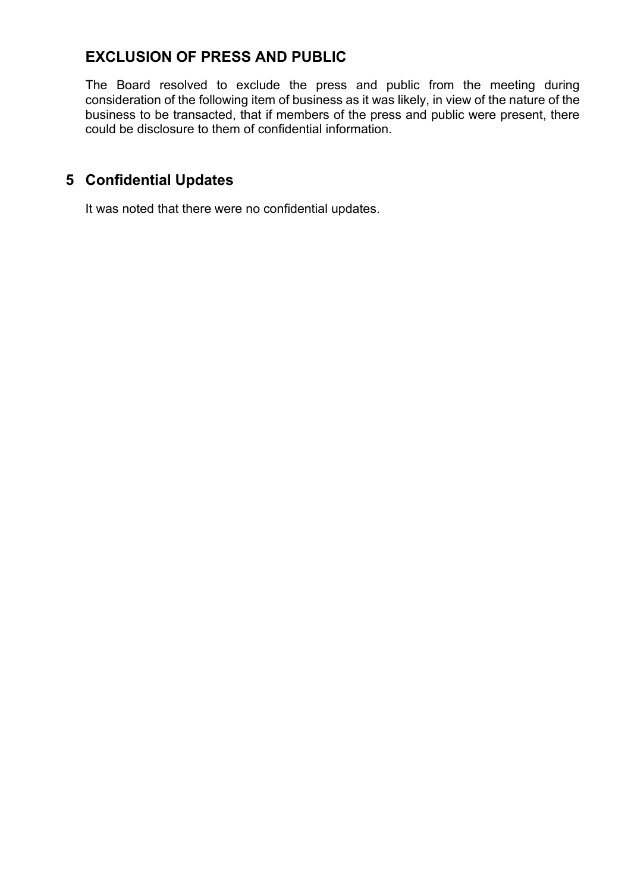## EXCLUSION OF PRESS AND PUBLIC

The Board resolved to exclude the press and public from the meeting during consideration of the following item of business as it was likely, in view of the nature of the business to be transacted, that if members of the press and public were present, there could be disclosure to them of confidential information.

## 5 Confidential Updates

It was noted that there were no confidential updates.